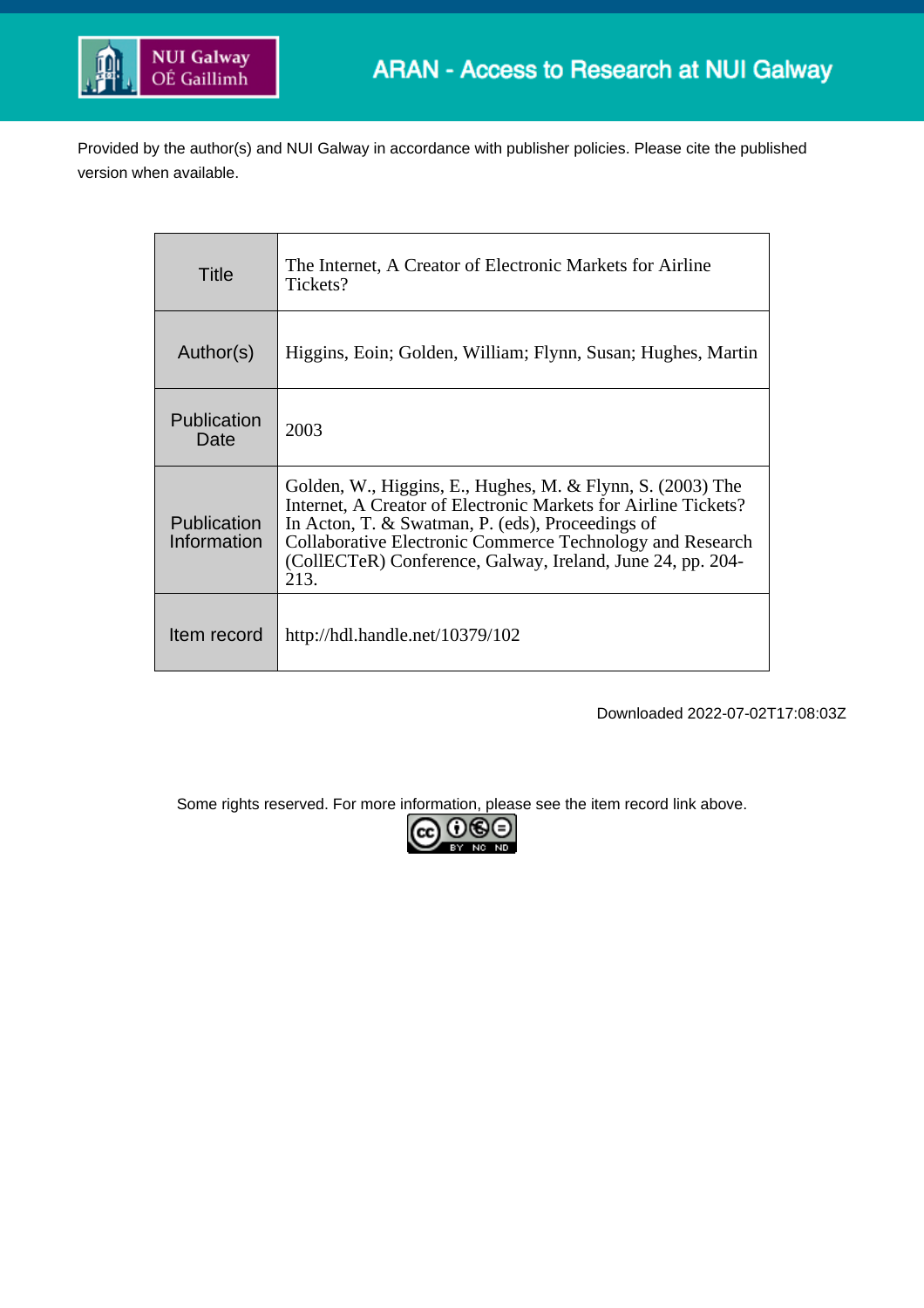NUI Galway
OÉ Gaillimh

ARAN - Access to Research at NUI Galway

Provided by the author(s) and NUI Galway in accordance with publisher policies. Please cite the published version when available.

| | |
|---|---|
| Title | The Internet, A Creator of Electronic Markets for Airline Tickets? |
| Author(s) | Higgins, Eoin; Golden, William; Flynn, Susan; Hughes, Martin |
| Publication Date | 2003 |
| Publication Information | Golden, W., Higgins, E., Hughes, M. & Flynn, S. (2003) The Internet, A Creator of Electronic Markets for Airline Tickets? In Acton, T. & Swatman, P. (eds), Proceedings of Collaborative Electronic Commerce Technology and Research (CollECTeR) Conference, Galway, Ireland, June 24, pp. 204-213. |
| Item record | http://hdl.handle.net/10379/102 |

Downloaded 2022-07-02T17:08:03Z

Some rights reserved. For more information, please see the item record link above.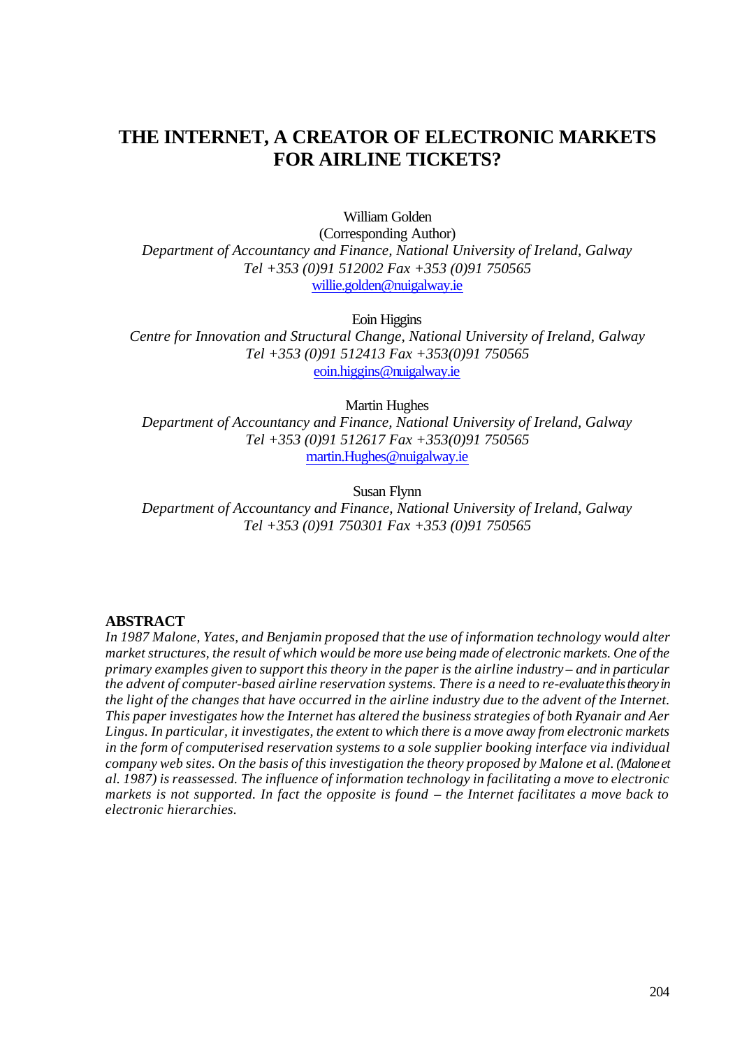# THE INTERNET, A CREATOR OF ELECTRONIC MARKETS FOR AIRLINE TICKETS?

William Golden
(Corresponding Author)
*Department of Accountancy and Finance, National University of Ireland, Galway*
*Tel +353 (0)91 512002 Fax +353 (0)91 750565*
willie.golden@nuigalway.ie

Eoin Higgins
*Centre for Innovation and Structural Change, National University of Ireland, Galway*
*Tel +353 (0)91 512413 Fax +353(0)91 750565*
eoin.higgins@nuigalway.ie

Martin Hughes
*Department of Accountancy and Finance, National University of Ireland, Galway*
*Tel +353 (0)91 512617 Fax +353(0)91 750565*
martin.Hughes@nuigalway.ie

Susan Flynn
*Department of Accountancy and Finance, National University of Ireland, Galway*
*Tel +353 (0)91 750301 Fax +353 (0)91 750565*

## ABSTRACT

*In 1987 Malone, Yates, and Benjamin proposed that the use of information technology would alter market structures, the result of which would be more use being made of electronic markets. One of the primary examples given to support this theory in the paper is the airline industry – and in particular the advent of computer-based airline reservation systems. There is a need to re-evaluate this theory in the light of the changes that have occurred in the airline industry due to the advent of the Internet. This paper investigates how the Internet has altered the business strategies of both Ryanair and Aer Lingus. In particular, it investigates, the extent to which there is a move away from electronic markets in the form of computerised reservation systems to a sole supplier booking interface via individual company web sites. On the basis of this investigation the theory proposed by Malone et al. (Malone et al. 1987) is reassessed. The influence of information technology in facilitating a move to electronic markets is not supported. In fact the opposite is found – the Internet facilitates a move back to electronic hierarchies.*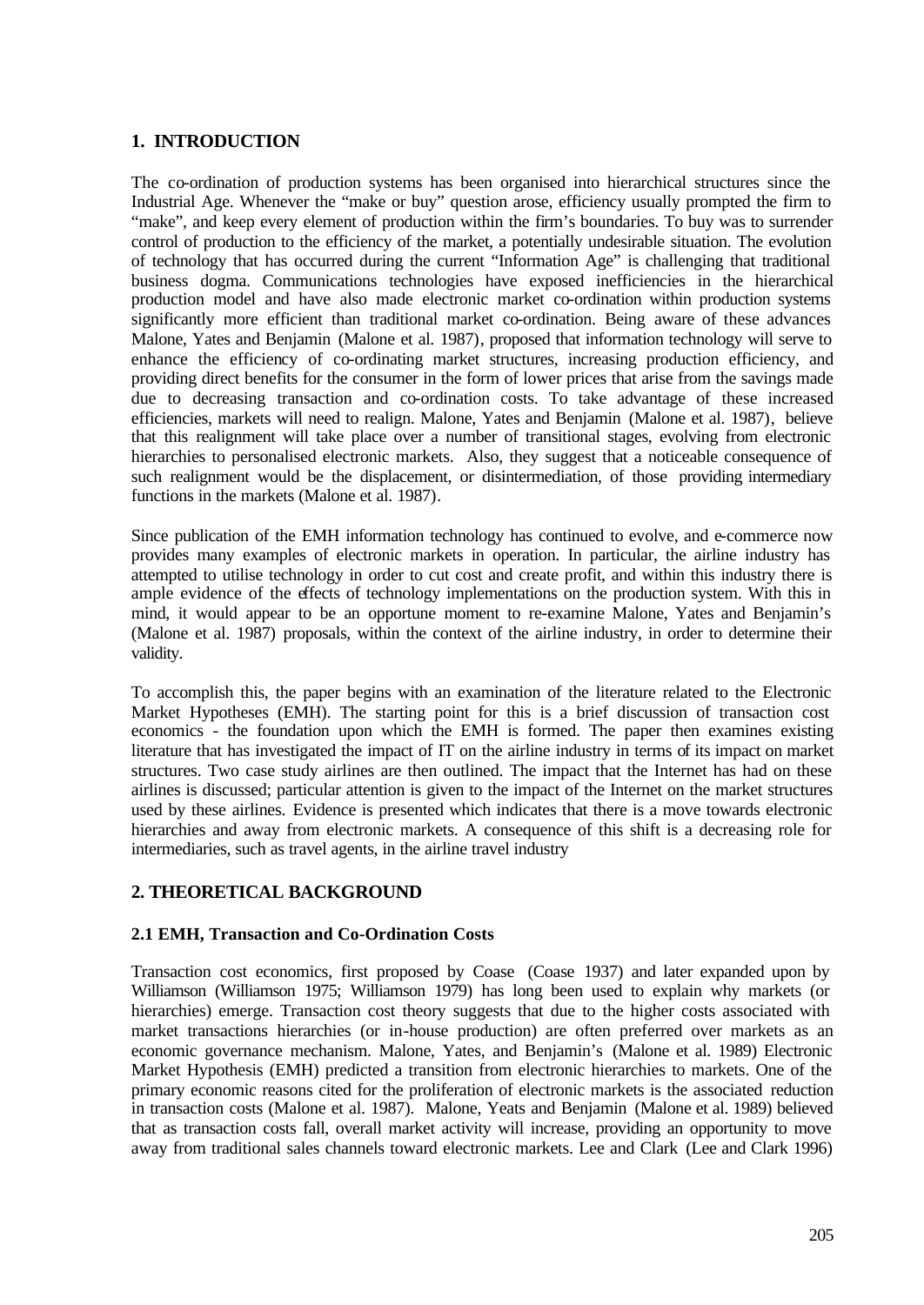## 1. INTRODUCTION

The co-ordination of production systems has been organised into hierarchical structures since the Industrial Age. Whenever the "make or buy" question arose, efficiency usually prompted the firm to "make", and keep every element of production within the firm's boundaries. To buy was to surrender control of production to the efficiency of the market, a potentially undesirable situation. The evolution of technology that has occurred during the current "Information Age" is challenging that traditional business dogma. Communications technologies have exposed inefficiencies in the hierarchical production model and have also made electronic market co-ordination within production systems significantly more efficient than traditional market co-ordination. Being aware of these advances Malone, Yates and Benjamin (Malone et al. 1987), proposed that information technology will serve to enhance the efficiency of co-ordinating market structures, increasing production efficiency, and providing direct benefits for the consumer in the form of lower prices that arise from the savings made due to decreasing transaction and co-ordination costs. To take advantage of these increased efficiencies, markets will need to realign. Malone, Yates and Benjamin (Malone et al. 1987), believe that this realignment will take place over a number of transitional stages, evolving from electronic hierarchies to personalised electronic markets. Also, they suggest that a noticeable consequence of such realignment would be the displacement, or disintermediation, of those providing intermediary functions in the markets (Malone et al. 1987).

Since publication of the EMH information technology has continued to evolve, and e-commerce now provides many examples of electronic markets in operation. In particular, the airline industry has attempted to utilise technology in order to cut cost and create profit, and within this industry there is ample evidence of the effects of technology implementations on the production system. With this in mind, it would appear to be an opportune moment to re-examine Malone, Yates and Benjamin's (Malone et al. 1987) proposals, within the context of the airline industry, in order to determine their validity.

To accomplish this, the paper begins with an examination of the literature related to the Electronic Market Hypotheses (EMH). The starting point for this is a brief discussion of transaction cost economics - the foundation upon which the EMH is formed. The paper then examines existing literature that has investigated the impact of IT on the airline industry in terms of its impact on market structures. Two case study airlines are then outlined. The impact that the Internet has had on these airlines is discussed; particular attention is given to the impact of the Internet on the market structures used by these airlines. Evidence is presented which indicates that there is a move towards electronic hierarchies and away from electronic markets. A consequence of this shift is a decreasing role for intermediaries, such as travel agents, in the airline travel industry

## 2. THEORETICAL BACKGROUND

### 2.1 EMH, Transaction and Co-Ordination Costs

Transaction cost economics, first proposed by Coase (Coase 1937) and later expanded upon by Williamson (Williamson 1975; Williamson 1979) has long been used to explain why markets (or hierarchies) emerge. Transaction cost theory suggests that due to the higher costs associated with market transactions hierarchies (or in-house production) are often preferred over markets as an economic governance mechanism. Malone, Yates, and Benjamin's (Malone et al. 1989) Electronic Market Hypothesis (EMH) predicted a transition from electronic hierarchies to markets. One of the primary economic reasons cited for the proliferation of electronic markets is the associated reduction in transaction costs (Malone et al. 1987). Malone, Yeats and Benjamin (Malone et al. 1989) believed that as transaction costs fall, overall market activity will increase, providing an opportunity to move away from traditional sales channels toward electronic markets. Lee and Clark (Lee and Clark 1996)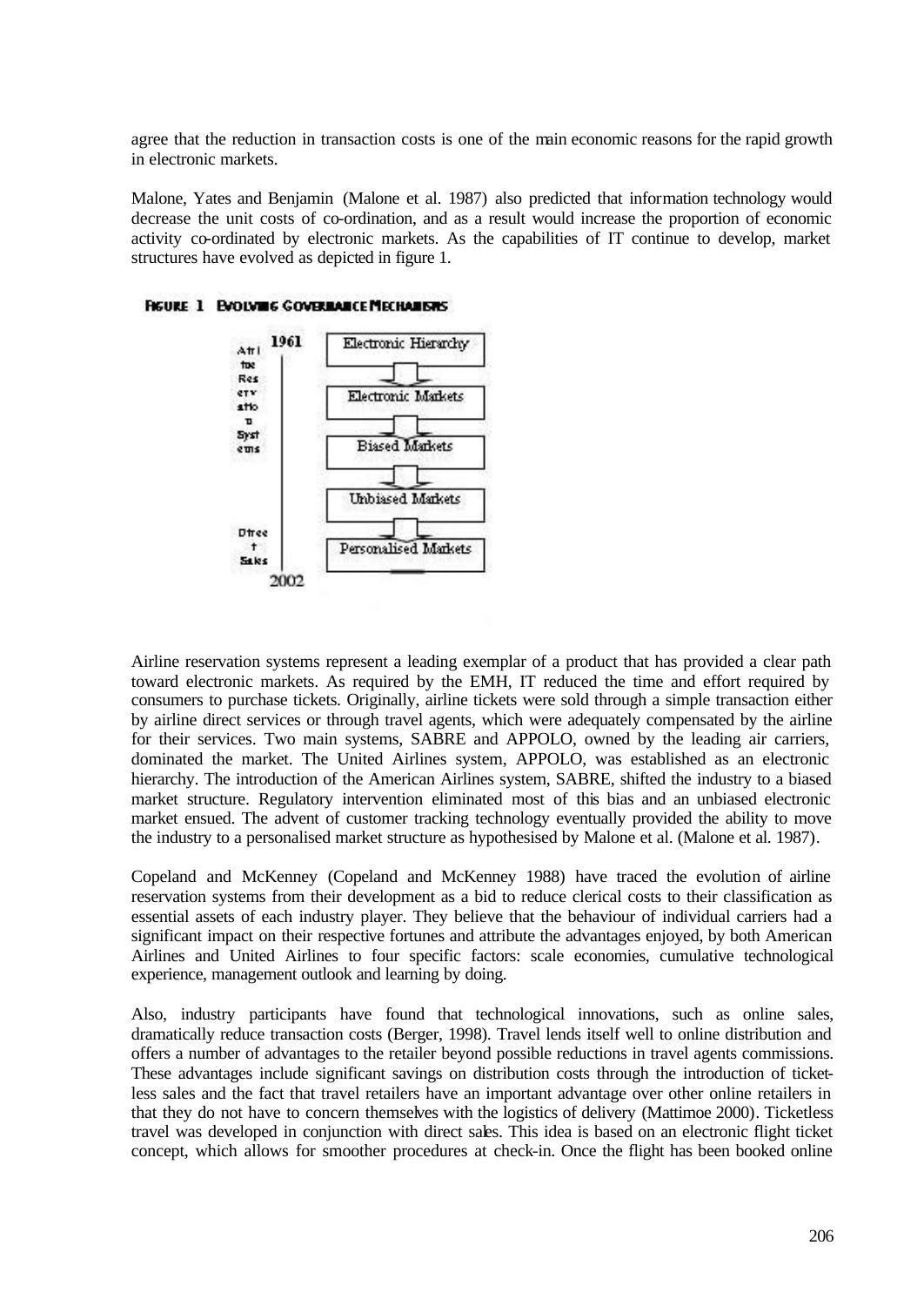agree that the reduction in transaction costs is one of the main economic reasons for the rapid growth in electronic markets.

Malone, Yates and Benjamin (Malone et al. 1987) also predicted that information technology would decrease the unit costs of co-ordination, and as a result would increase the proportion of economic activity co-ordinated by electronic markets. As the capabilities of IT continue to develop, market structures have evolved as depicted in figure 1.

**FIGURE 1 EVOLVING GOVERNANCE MECHANISMS**

| Airline Reservation Systems (1961) → Direct Sales (2002) |
|---|
| Electronic Hierarchy |
| ↓ |
| Electronic Markets |
| ↓ |
| Biased Markets |
| ↓ |
| Unbiased Markets |
| ↓ |
| Personalised Markets |

Airline reservation systems represent a leading exemplar of a product that has provided a clear path toward electronic markets. As required by the EMH, IT reduced the time and effort required by consumers to purchase tickets. Originally, airline tickets were sold through a simple transaction either by airline direct services or through travel agents, which were adequately compensated by the airline for their services. Two main systems, SABRE and APPOLO, owned by the leading air carriers, dominated the market. The United Airlines system, APPOLO, was established as an electronic hierarchy. The introduction of the American Airlines system, SABRE, shifted the industry to a biased market structure. Regulatory intervention eliminated most of this bias and an unbiased electronic market ensued. The advent of customer tracking technology eventually provided the ability to move the industry to a personalised market structure as hypothesised by Malone et al. (Malone et al. 1987).

Copeland and McKenney (Copeland and McKenney 1988) have traced the evolution of airline reservation systems from their development as a bid to reduce clerical costs to their classification as essential assets of each industry player. They believe that the behaviour of individual carriers had a significant impact on their respective fortunes and attribute the advantages enjoyed, by both American Airlines and United Airlines to four specific factors: scale economies, cumulative technological experience, management outlook and learning by doing.

Also, industry participants have found that technological innovations, such as online sales, dramatically reduce transaction costs (Berger, 1998). Travel lends itself well to online distribution and offers a number of advantages to the retailer beyond possible reductions in travel agents commissions. These advantages include significant savings on distribution costs through the introduction of ticket-less sales and the fact that travel retailers have an important advantage over other online retailers in that they do not have to concern themselves with the logistics of delivery (Mattimoe 2000). Ticketless travel was developed in conjunction with direct sales. This idea is based on an electronic flight ticket concept, which allows for smoother procedures at check-in. Once the flight has been booked online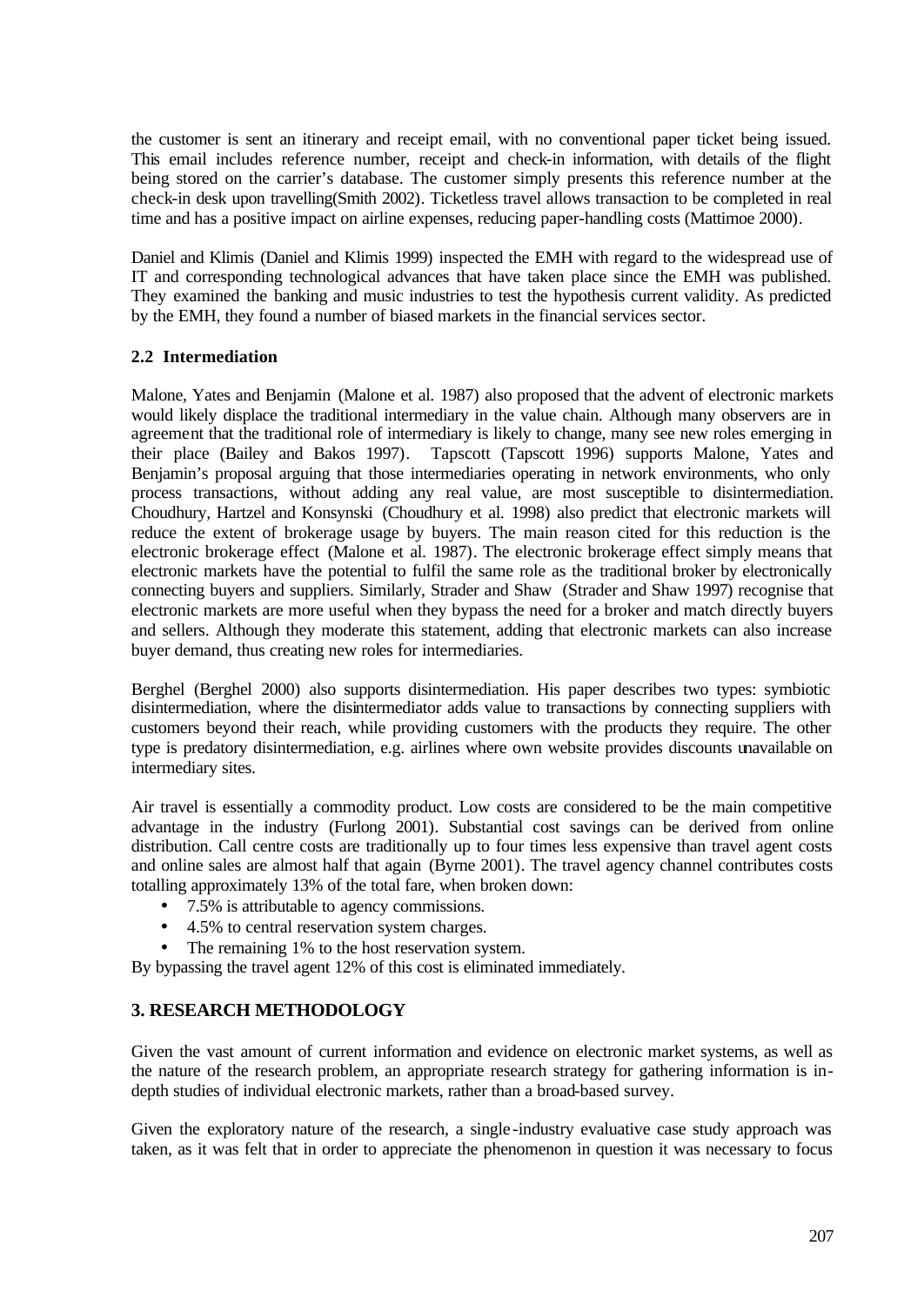the customer is sent an itinerary and receipt email, with no conventional paper ticket being issued. This email includes reference number, receipt and check-in information, with details of the flight being stored on the carrier's database. The customer simply presents this reference number at the check-in desk upon travelling(Smith 2002). Ticketless travel allows transaction to be completed in real time and has a positive impact on airline expenses, reducing paper-handling costs (Mattimoe 2000).

Daniel and Klimis (Daniel and Klimis 1999) inspected the EMH with regard to the widespread use of IT and corresponding technological advances that have taken place since the EMH was published. They examined the banking and music industries to test the hypothesis current validity. As predicted by the EMH, they found a number of biased markets in the financial services sector.

### 2.2 Intermediation

Malone, Yates and Benjamin (Malone et al. 1987) also proposed that the advent of electronic markets would likely displace the traditional intermediary in the value chain. Although many observers are in agreement that the traditional role of intermediary is likely to change, many see new roles emerging in their place (Bailey and Bakos 1997). Tapscott (Tapscott 1996) supports Malone, Yates and Benjamin's proposal arguing that those intermediaries operating in network environments, who only process transactions, without adding any real value, are most susceptible to disintermediation. Choudhury, Hartzel and Konsynski (Choudhury et al. 1998) also predict that electronic markets will reduce the extent of brokerage usage by buyers. The main reason cited for this reduction is the electronic brokerage effect (Malone et al. 1987). The electronic brokerage effect simply means that electronic markets have the potential to fulfil the same role as the traditional broker by electronically connecting buyers and sellers. Similarly, Strader and Shaw (Strader and Shaw 1997) recognise that electronic markets are more useful when they bypass the need for a broker and match directly buyers and sellers. Although they moderate this statement, adding that electronic markets can also increase buyer demand, thus creating new roles for intermediaries.

Berghel (Berghel 2000) also supports disintermediation. His paper describes two types: symbiotic disintermediation, where the disintermediator adds value to transactions by connecting suppliers with customers beyond their reach, while providing customers with the products they require. The other type is predatory disintermediation, e.g. airlines where own website provides discounts unavailable on intermediary sites.

Air travel is essentially a commodity product. Low costs are considered to be the main competitive advantage in the industry (Furlong 2001). Substantial cost savings can be derived from online distribution. Call centre costs are traditionally up to four times less expensive than travel agent costs and online sales are almost half that again (Byrne 2001). The travel agency channel contributes costs totalling approximately 13% of the total fare, when broken down:

- 7.5% is attributable to agency commissions.
- 4.5% to central reservation system charges.
- The remaining 1% to the host reservation system.

By bypassing the travel agent 12% of this cost is eliminated immediately.

## 3. RESEARCH METHODOLOGY

Given the vast amount of current information and evidence on electronic market systems, as well as the nature of the research problem, an appropriate research strategy for gathering information is in-depth studies of individual electronic markets, rather than a broad-based survey.

Given the exploratory nature of the research, a single-industry evaluative case study approach was taken, as it was felt that in order to appreciate the phenomenon in question it was necessary to focus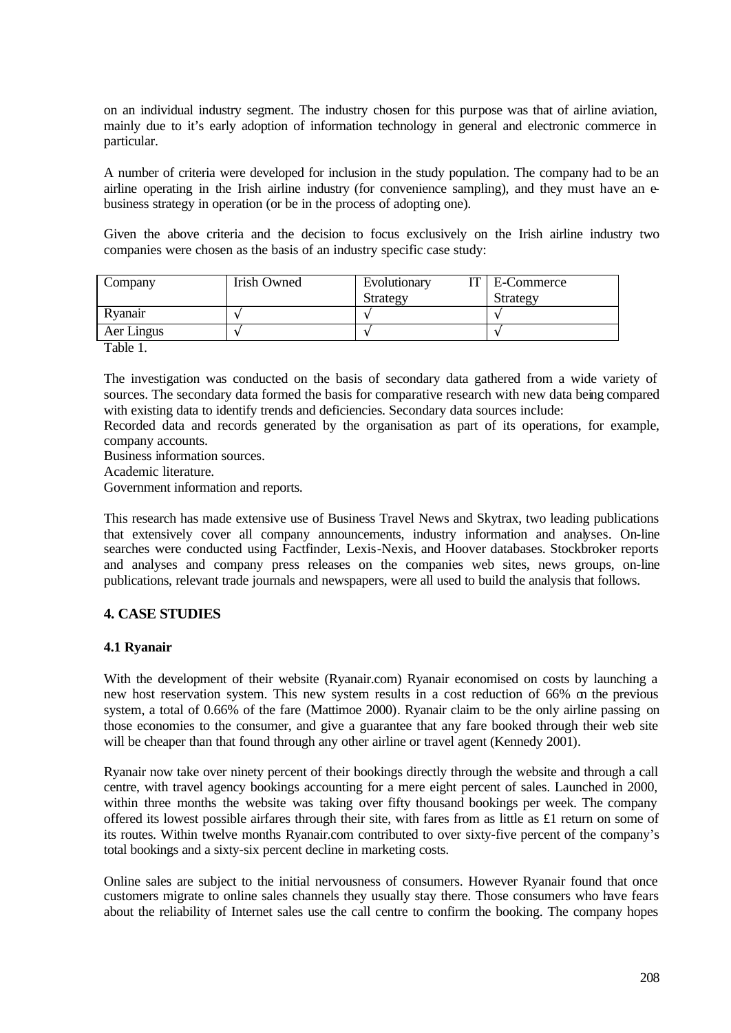on an individual industry segment. The industry chosen for this purpose was that of airline aviation, mainly due to it's early adoption of information technology in general and electronic commerce in particular.

A number of criteria were developed for inclusion in the study population. The company had to be an airline operating in the Irish airline industry (for convenience sampling), and they must have an e-business strategy in operation (or be in the process of adopting one).

Given the above criteria and the decision to focus exclusively on the Irish airline industry two companies were chosen as the basis of an industry specific case study:

| Company | Irish Owned | Evolutionary IT Strategy | E-Commerce Strategy |
|---|---|---|---|
| Ryanair | √ | √ | √ |
| Aer Lingus | √ | √ | √ |

Table 1.

The investigation was conducted on the basis of secondary data gathered from a wide variety of sources. The secondary data formed the basis for comparative research with new data being compared with existing data to identify trends and deficiencies. Secondary data sources include:

Recorded data and records generated by the organisation as part of its operations, for example, company accounts.

Business information sources.

Academic literature.

Government information and reports.

This research has made extensive use of Business Travel News and Skytrax, two leading publications that extensively cover all company announcements, industry information and analyses. On-line searches were conducted using Factfinder, Lexis-Nexis, and Hoover databases. Stockbroker reports and analyses and company press releases on the companies web sites, news groups, on-line publications, relevant trade journals and newspapers, were all used to build the analysis that follows.

## 4. CASE STUDIES

### 4.1 Ryanair

With the development of their website (Ryanair.com) Ryanair economised on costs by launching a new host reservation system. This new system results in a cost reduction of 66% on the previous system, a total of 0.66% of the fare (Mattimoe 2000). Ryanair claim to be the only airline passing on those economies to the consumer, and give a guarantee that any fare booked through their web site will be cheaper than that found through any other airline or travel agent (Kennedy 2001).

Ryanair now take over ninety percent of their bookings directly through the website and through a call centre, with travel agency bookings accounting for a mere eight percent of sales. Launched in 2000, within three months the website was taking over fifty thousand bookings per week. The company offered its lowest possible airfares through their site, with fares from as little as £1 return on some of its routes. Within twelve months Ryanair.com contributed to over sixty-five percent of the company's total bookings and a sixty-six percent decline in marketing costs.

Online sales are subject to the initial nervousness of consumers. However Ryanair found that once customers migrate to online sales channels they usually stay there. Those consumers who have fears about the reliability of Internet sales use the call centre to confirm the booking. The company hopes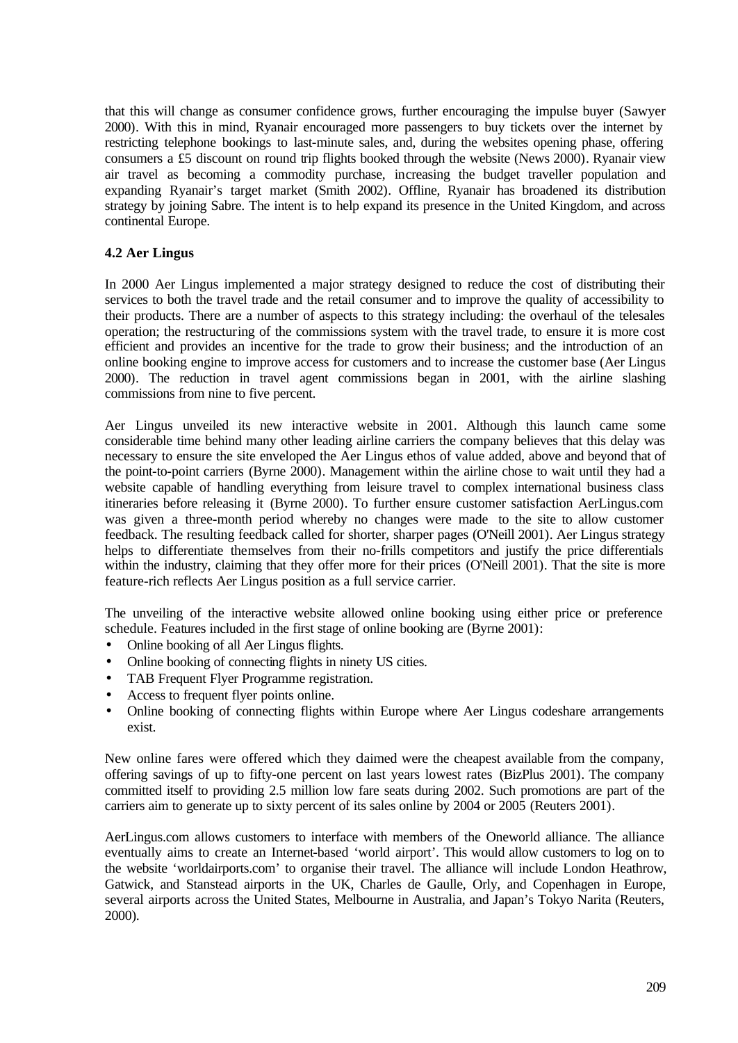that this will change as consumer confidence grows, further encouraging the impulse buyer (Sawyer 2000). With this in mind, Ryanair encouraged more passengers to buy tickets over the internet by restricting telephone bookings to last-minute sales, and, during the websites opening phase, offering consumers a £5 discount on round trip flights booked through the website (News 2000). Ryanair view air travel as becoming a commodity purchase, increasing the budget traveller population and expanding Ryanair's target market (Smith 2002). Offline, Ryanair has broadened its distribution strategy by joining Sabre. The intent is to help expand its presence in the United Kingdom, and across continental Europe.

### 4.2 Aer Lingus

In 2000 Aer Lingus implemented a major strategy designed to reduce the cost of distributing their services to both the travel trade and the retail consumer and to improve the quality of accessibility to their products. There are a number of aspects to this strategy including: the overhaul of the telesales operation; the restructuring of the commissions system with the travel trade, to ensure it is more cost efficient and provides an incentive for the trade to grow their business; and the introduction of an online booking engine to improve access for customers and to increase the customer base (Aer Lingus 2000). The reduction in travel agent commissions began in 2001, with the airline slashing commissions from nine to five percent.

Aer Lingus unveiled its new interactive website in 2001. Although this launch came some considerable time behind many other leading airline carriers the company believes that this delay was necessary to ensure the site enveloped the Aer Lingus ethos of value added, above and beyond that of the point-to-point carriers (Byrne 2000). Management within the airline chose to wait until they had a website capable of handling everything from leisure travel to complex international business class itineraries before releasing it (Byrne 2000). To further ensure customer satisfaction AerLingus.com was given a three-month period whereby no changes were made to the site to allow customer feedback. The resulting feedback called for shorter, sharper pages (O'Neill 2001). Aer Lingus strategy helps to differentiate themselves from their no-frills competitors and justify the price differentials within the industry, claiming that they offer more for their prices (O'Neill 2001). That the site is more feature-rich reflects Aer Lingus position as a full service carrier.

The unveiling of the interactive website allowed online booking using either price or preference schedule. Features included in the first stage of online booking are (Byrne 2001):

- Online booking of all Aer Lingus flights.
- Online booking of connecting flights in ninety US cities.
- TAB Frequent Flyer Programme registration.
- Access to frequent flyer points online.
- Online booking of connecting flights within Europe where Aer Lingus codeshare arrangements exist.

New online fares were offered which they claimed were the cheapest available from the company, offering savings of up to fifty-one percent on last years lowest rates (BizPlus 2001). The company committed itself to providing 2.5 million low fare seats during 2002. Such promotions are part of the carriers aim to generate up to sixty percent of its sales online by 2004 or 2005 (Reuters 2001).

AerLingus.com allows customers to interface with members of the Oneworld alliance. The alliance eventually aims to create an Internet-based 'world airport'. This would allow customers to log on to the website 'worldairports.com' to organise their travel. The alliance will include London Heathrow, Gatwick, and Stanstead airports in the UK, Charles de Gaulle, Orly, and Copenhagen in Europe, several airports across the United States, Melbourne in Australia, and Japan's Tokyo Narita (Reuters, 2000).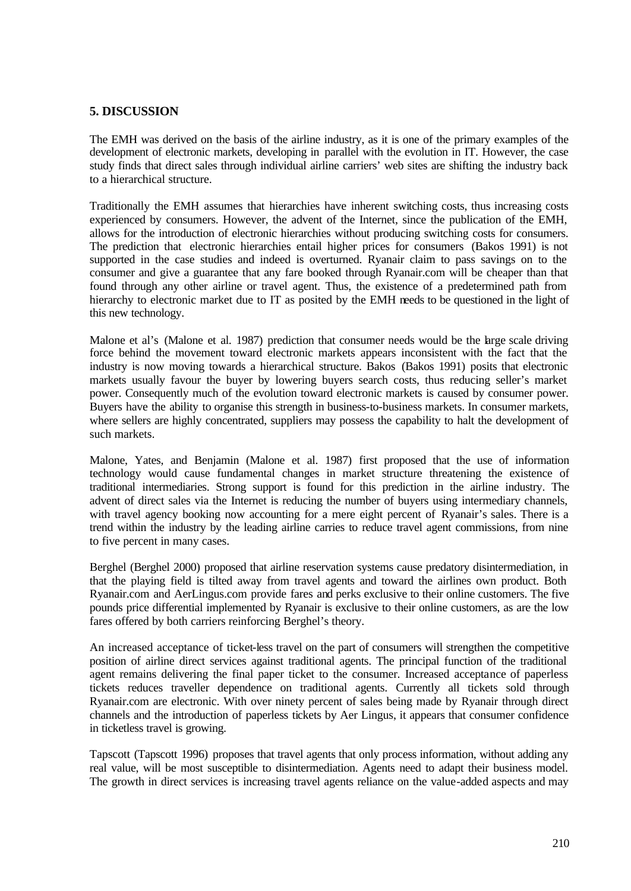## 5. DISCUSSION

The EMH was derived on the basis of the airline industry, as it is one of the primary examples of the development of electronic markets, developing in parallel with the evolution in IT. However, the case study finds that direct sales through individual airline carriers' web sites are shifting the industry back to a hierarchical structure.

Traditionally the EMH assumes that hierarchies have inherent switching costs, thus increasing costs experienced by consumers. However, the advent of the Internet, since the publication of the EMH, allows for the introduction of electronic hierarchies without producing switching costs for consumers. The prediction that electronic hierarchies entail higher prices for consumers (Bakos 1991) is not supported in the case studies and indeed is overturned. Ryanair claim to pass savings on to the consumer and give a guarantee that any fare booked through Ryanair.com will be cheaper than that found through any other airline or travel agent. Thus, the existence of a predetermined path from hierarchy to electronic market due to IT as posited by the EMH needs to be questioned in the light of this new technology.

Malone et al's (Malone et al. 1987) prediction that consumer needs would be the large scale driving force behind the movement toward electronic markets appears inconsistent with the fact that the industry is now moving towards a hierarchical structure. Bakos (Bakos 1991) posits that electronic markets usually favour the buyer by lowering buyers search costs, thus reducing seller's market power. Consequently much of the evolution toward electronic markets is caused by consumer power. Buyers have the ability to organise this strength in business-to-business markets. In consumer markets, where sellers are highly concentrated, suppliers may possess the capability to halt the development of such markets.

Malone, Yates, and Benjamin (Malone et al. 1987) first proposed that the use of information technology would cause fundamental changes in market structure threatening the existence of traditional intermediaries. Strong support is found for this prediction in the airline industry. The advent of direct sales via the Internet is reducing the number of buyers using intermediary channels, with travel agency booking now accounting for a mere eight percent of Ryanair's sales. There is a trend within the industry by the leading airline carries to reduce travel agent commissions, from nine to five percent in many cases.

Berghel (Berghel 2000) proposed that airline reservation systems cause predatory disintermediation, in that the playing field is tilted away from travel agents and toward the airlines own product. Both Ryanair.com and AerLingus.com provide fares and perks exclusive to their online customers. The five pounds price differential implemented by Ryanair is exclusive to their online customers, as are the low fares offered by both carriers reinforcing Berghel's theory.

An increased acceptance of ticket-less travel on the part of consumers will strengthen the competitive position of airline direct services against traditional agents. The principal function of the traditional agent remains delivering the final paper ticket to the consumer. Increased acceptance of paperless tickets reduces traveller dependence on traditional agents. Currently all tickets sold through Ryanair.com are electronic. With over ninety percent of sales being made by Ryanair through direct channels and the introduction of paperless tickets by Aer Lingus, it appears that consumer confidence in ticketless travel is growing.

Tapscott (Tapscott 1996) proposes that travel agents that only process information, without adding any real value, will be most susceptible to disintermediation. Agents need to adapt their business model. The growth in direct services is increasing travel agents reliance on the value-added aspects and may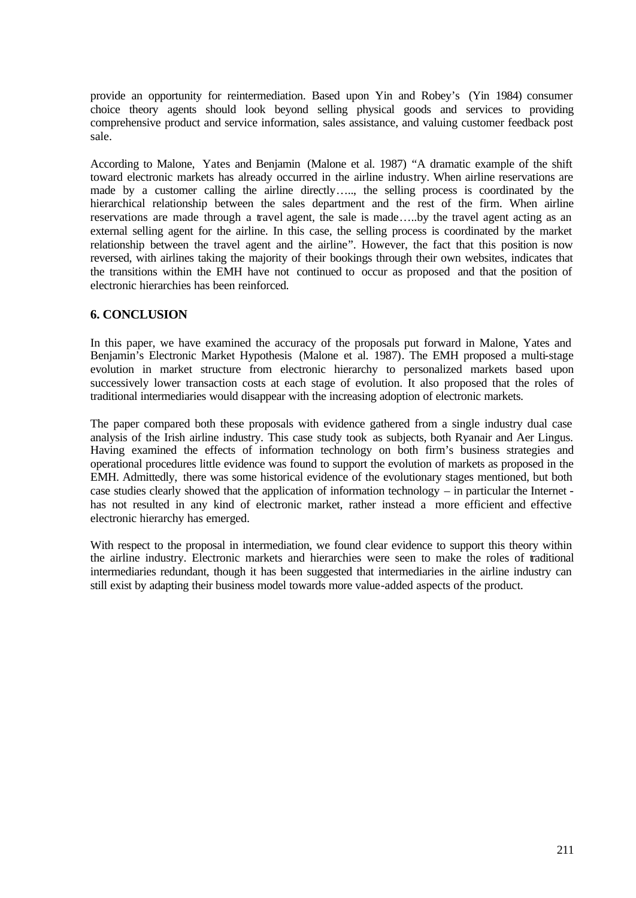provide an opportunity for reintermediation. Based upon Yin and Robey's (Yin 1984) consumer choice theory agents should look beyond selling physical goods and services to providing comprehensive product and service information, sales assistance, and valuing customer feedback post sale.

According to Malone, Yates and Benjamin (Malone et al. 1987) "A dramatic example of the shift toward electronic markets has already occurred in the airline industry. When airline reservations are made by a customer calling the airline directly….., the selling process is coordinated by the hierarchical relationship between the sales department and the rest of the firm. When airline reservations are made through a travel agent, the sale is made…..by the travel agent acting as an external selling agent for the airline. In this case, the selling process is coordinated by the market relationship between the travel agent and the airline". However, the fact that this position is now reversed, with airlines taking the majority of their bookings through their own websites, indicates that the transitions within the EMH have not continued to occur as proposed and that the position of electronic hierarchies has been reinforced.

## 6. CONCLUSION

In this paper, we have examined the accuracy of the proposals put forward in Malone, Yates and Benjamin's Electronic Market Hypothesis (Malone et al. 1987). The EMH proposed a multi-stage evolution in market structure from electronic hierarchy to personalized markets based upon successively lower transaction costs at each stage of evolution. It also proposed that the roles of traditional intermediaries would disappear with the increasing adoption of electronic markets.

The paper compared both these proposals with evidence gathered from a single industry dual case analysis of the Irish airline industry. This case study took as subjects, both Ryanair and Aer Lingus. Having examined the effects of information technology on both firm's business strategies and operational procedures little evidence was found to support the evolution of markets as proposed in the EMH. Admittedly, there was some historical evidence of the evolutionary stages mentioned, but both case studies clearly showed that the application of information technology – in particular the Internet - has not resulted in any kind of electronic market, rather instead a more efficient and effective electronic hierarchy has emerged.

With respect to the proposal in intermediation, we found clear evidence to support this theory within the airline industry. Electronic markets and hierarchies were seen to make the roles of traditional intermediaries redundant, though it has been suggested that intermediaries in the airline industry can still exist by adapting their business model towards more value-added aspects of the product.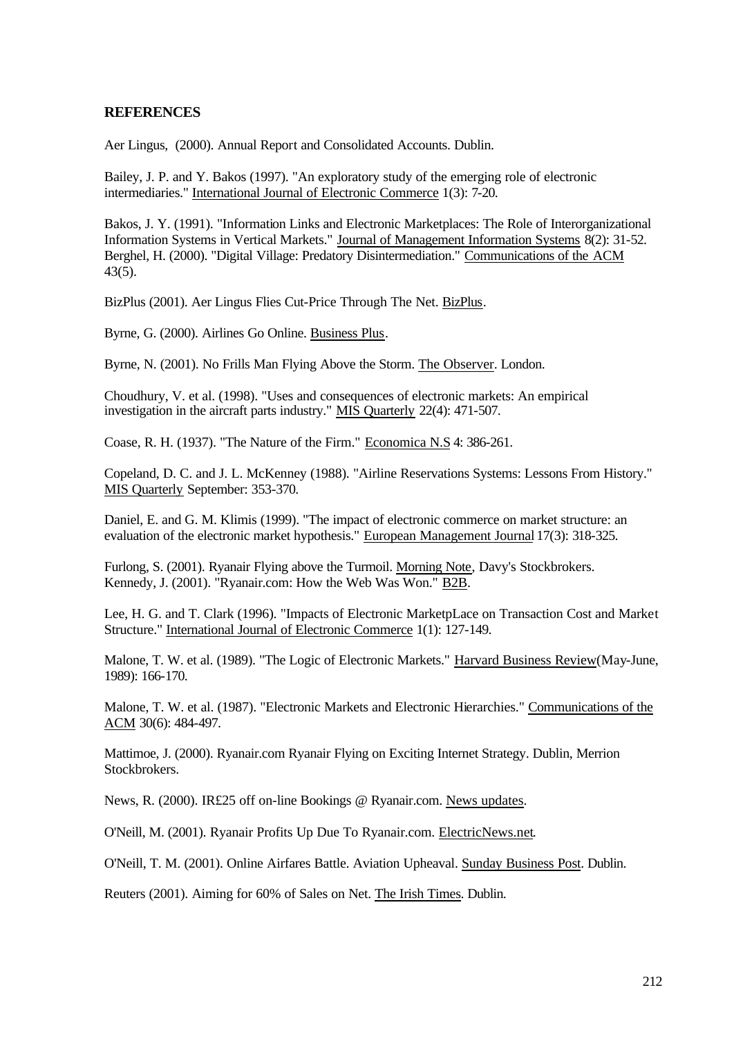## REFERENCES

Aer Lingus, (2000). Annual Report and Consolidated Accounts. Dublin.

Bailey, J. P. and Y. Bakos (1997). "An exploratory study of the emerging role of electronic intermediaries." International Journal of Electronic Commerce 1(3): 7-20.

Bakos, J. Y. (1991). "Information Links and Electronic Marketplaces: The Role of Interorganizational Information Systems in Vertical Markets." Journal of Management Information Systems 8(2): 31-52.

Berghel, H. (2000). "Digital Village: Predatory Disintermediation." Communications of the ACM 43(5).

BizPlus (2001). Aer Lingus Flies Cut-Price Through The Net. BizPlus.

Byrne, G. (2000). Airlines Go Online. Business Plus.

Byrne, N. (2001). No Frills Man Flying Above the Storm. The Observer. London.

Choudhury, V. et al. (1998). "Uses and consequences of electronic markets: An empirical investigation in the aircraft parts industry." MIS Quarterly 22(4): 471-507.

Coase, R. H. (1937). "The Nature of the Firm." Economica N.S 4: 386-261.

Copeland, D. C. and J. L. McKenney (1988). "Airline Reservations Systems: Lessons From History." MIS Quarterly September: 353-370.

Daniel, E. and G. M. Klimis (1999). "The impact of electronic commerce on market structure: an evaluation of the electronic market hypothesis." European Management Journal 17(3): 318-325.

Furlong, S. (2001). Ryanair Flying above the Turmoil. Morning Note, Davy's Stockbrokers.

Kennedy, J. (2001). "Ryanair.com: How the Web Was Won." B2B.

Lee, H. G. and T. Clark (1996). "Impacts of Electronic MarketpLace on Transaction Cost and Market Structure." International Journal of Electronic Commerce 1(1): 127-149.

Malone, T. W. et al. (1989). "The Logic of Electronic Markets." Harvard Business Review(May-June, 1989): 166-170.

Malone, T. W. et al. (1987). "Electronic Markets and Electronic Hierarchies." Communications of the ACM 30(6): 484-497.

Mattimoe, J. (2000). Ryanair.com Ryanair Flying on Exciting Internet Strategy. Dublin, Merrion Stockbrokers.

News, R. (2000). IR£25 off on-line Bookings @ Ryanair.com. News updates.

O'Neill, M. (2001). Ryanair Profits Up Due To Ryanair.com. ElectricNews.net.

O'Neill, T. M. (2001). Online Airfares Battle. Aviation Upheaval. Sunday Business Post. Dublin.

Reuters (2001). Aiming for 60% of Sales on Net. The Irish Times. Dublin.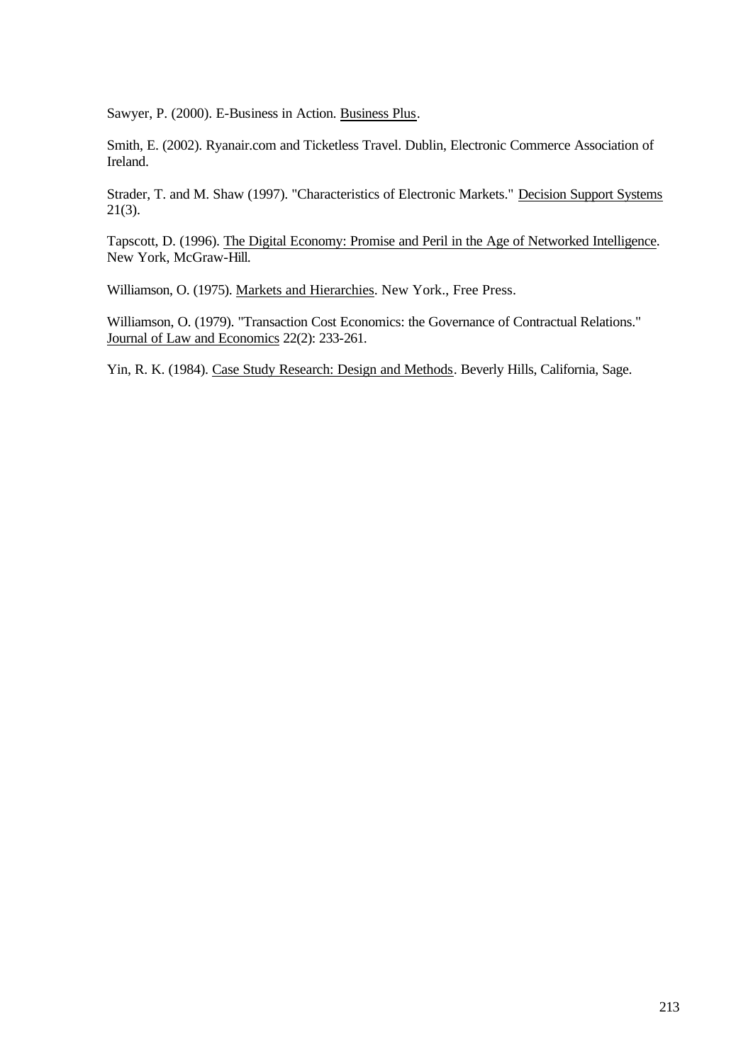Sawyer, P. (2000). E-Business in Action. Business Plus.

Smith, E. (2002). Ryanair.com and Ticketless Travel. Dublin, Electronic Commerce Association of Ireland.

Strader, T. and M. Shaw (1997). "Characteristics of Electronic Markets." Decision Support Systems 21(3).

Tapscott, D. (1996). The Digital Economy: Promise and Peril in the Age of Networked Intelligence. New York, McGraw-Hill.

Williamson, O. (1975). Markets and Hierarchies. New York., Free Press.

Williamson, O. (1979). "Transaction Cost Economics: the Governance of Contractual Relations." Journal of Law and Economics 22(2): 233-261.

Yin, R. K. (1984). Case Study Research: Design and Methods. Beverly Hills, California, Sage.